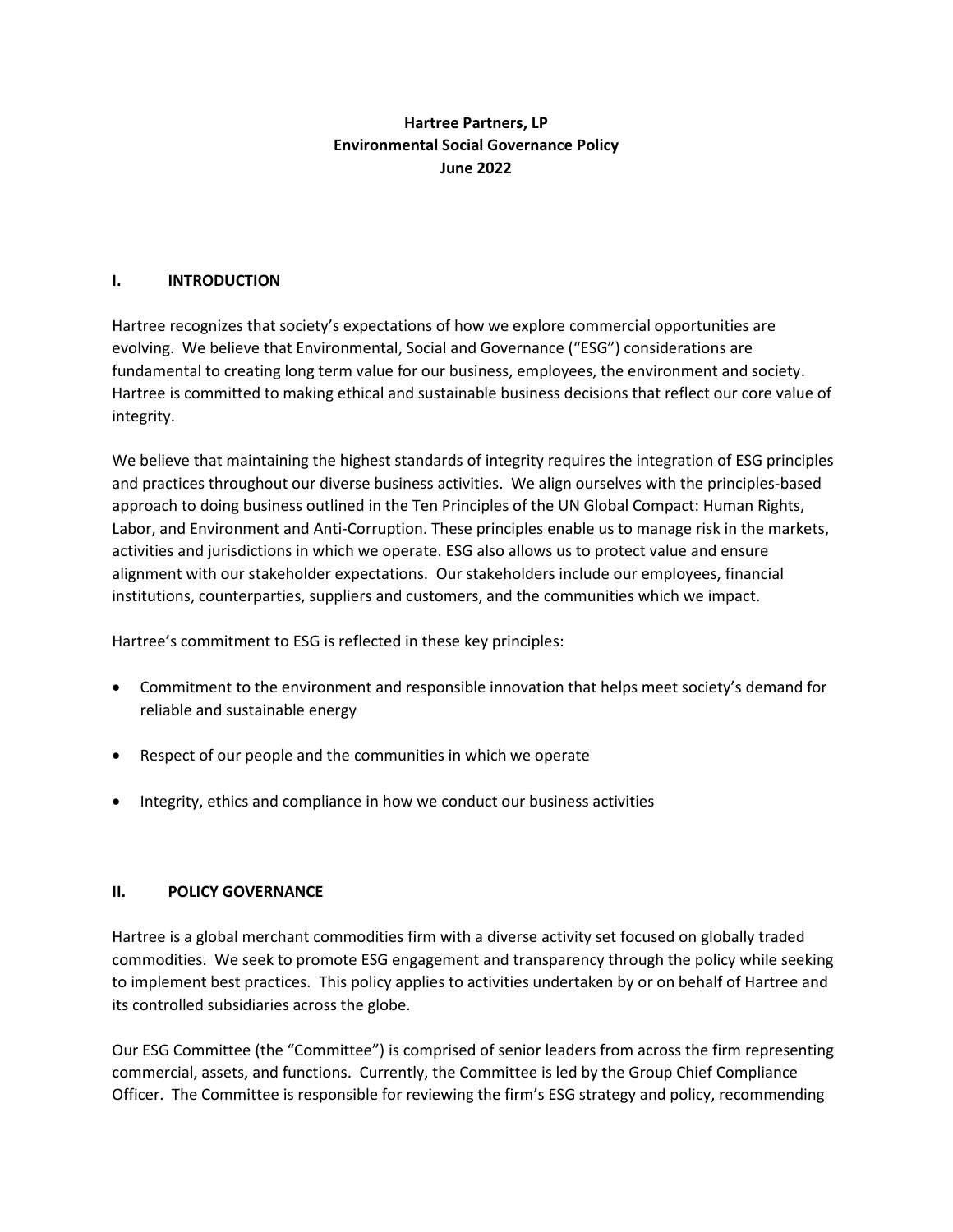**Hartree Partners, LP**
**Environmental Social Governance Policy**
**June 2022**

## I. INTRODUCTION

Hartree recognizes that society's expectations of how we explore commercial opportunities are evolving. We believe that Environmental, Social and Governance ("ESG") considerations are fundamental to creating long term value for our business, employees, the environment and society. Hartree is committed to making ethical and sustainable business decisions that reflect our core value of integrity.

We believe that maintaining the highest standards of integrity requires the integration of ESG principles and practices throughout our diverse business activities. We align ourselves with the principles-based approach to doing business outlined in the Ten Principles of the UN Global Compact: Human Rights, Labor, and Environment and Anti-Corruption. These principles enable us to manage risk in the markets, activities and jurisdictions in which we operate. ESG also allows us to protect value and ensure alignment with our stakeholder expectations. Our stakeholders include our employees, financial institutions, counterparties, suppliers and customers, and the communities which we impact.

Hartree's commitment to ESG is reflected in these key principles:

- Commitment to the environment and responsible innovation that helps meet society's demand for reliable and sustainable energy
- Respect of our people and the communities in which we operate
- Integrity, ethics and compliance in how we conduct our business activities

## II. POLICY GOVERNANCE

Hartree is a global merchant commodities firm with a diverse activity set focused on globally traded commodities. We seek to promote ESG engagement and transparency through the policy while seeking to implement best practices. This policy applies to activities undertaken by or on behalf of Hartree and its controlled subsidiaries across the globe.

Our ESG Committee (the "Committee") is comprised of senior leaders from across the firm representing commercial, assets, and functions. Currently, the Committee is led by the Group Chief Compliance Officer. The Committee is responsible for reviewing the firm's ESG strategy and policy, recommending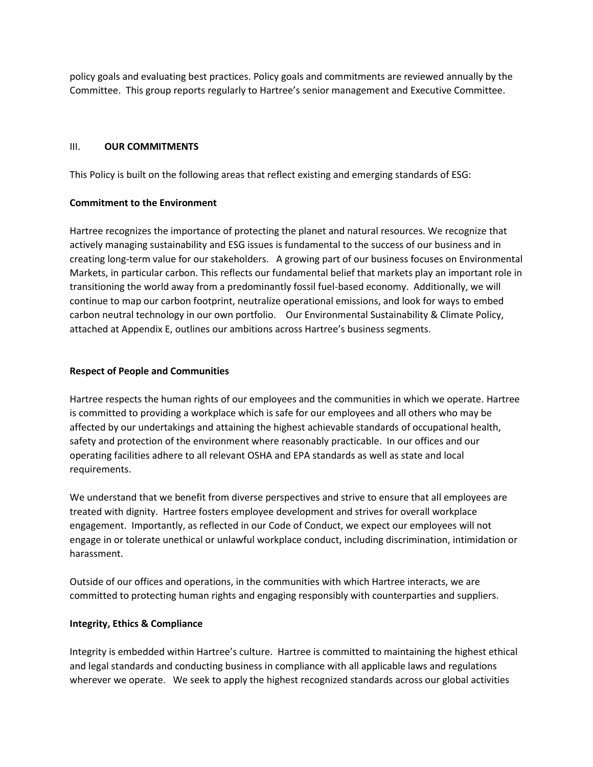policy goals and evaluating best practices. Policy goals and commitments are reviewed annually by the Committee. This group reports regularly to Hartree's senior management and Executive Committee.

## III. OUR COMMITMENTS

This Policy is built on the following areas that reflect existing and emerging standards of ESG:

**Commitment to the Environment**

Hartree recognizes the importance of protecting the planet and natural resources. We recognize that actively managing sustainability and ESG issues is fundamental to the success of our business and in creating long-term value for our stakeholders. A growing part of our business focuses on Environmental Markets, in particular carbon. This reflects our fundamental belief that markets play an important role in transitioning the world away from a predominantly fossil fuel-based economy. Additionally, we will continue to map our carbon footprint, neutralize operational emissions, and look for ways to embed carbon neutral technology in our own portfolio. Our Environmental Sustainability & Climate Policy, attached at Appendix E, outlines our ambitions across Hartree's business segments.

**Respect of People and Communities**

Hartree respects the human rights of our employees and the communities in which we operate. Hartree is committed to providing a workplace which is safe for our employees and all others who may be affected by our undertakings and attaining the highest achievable standards of occupational health, safety and protection of the environment where reasonably practicable. In our offices and our operating facilities adhere to all relevant OSHA and EPA standards as well as state and local requirements.

We understand that we benefit from diverse perspectives and strive to ensure that all employees are treated with dignity. Hartree fosters employee development and strives for overall workplace engagement. Importantly, as reflected in our Code of Conduct, we expect our employees will not engage in or tolerate unethical or unlawful workplace conduct, including discrimination, intimidation or harassment.

Outside of our offices and operations, in the communities with which Hartree interacts, we are committed to protecting human rights and engaging responsibly with counterparties and suppliers.

**Integrity, Ethics & Compliance**

Integrity is embedded within Hartree's culture. Hartree is committed to maintaining the highest ethical and legal standards and conducting business in compliance with all applicable laws and regulations wherever we operate. We seek to apply the highest recognized standards across our global activities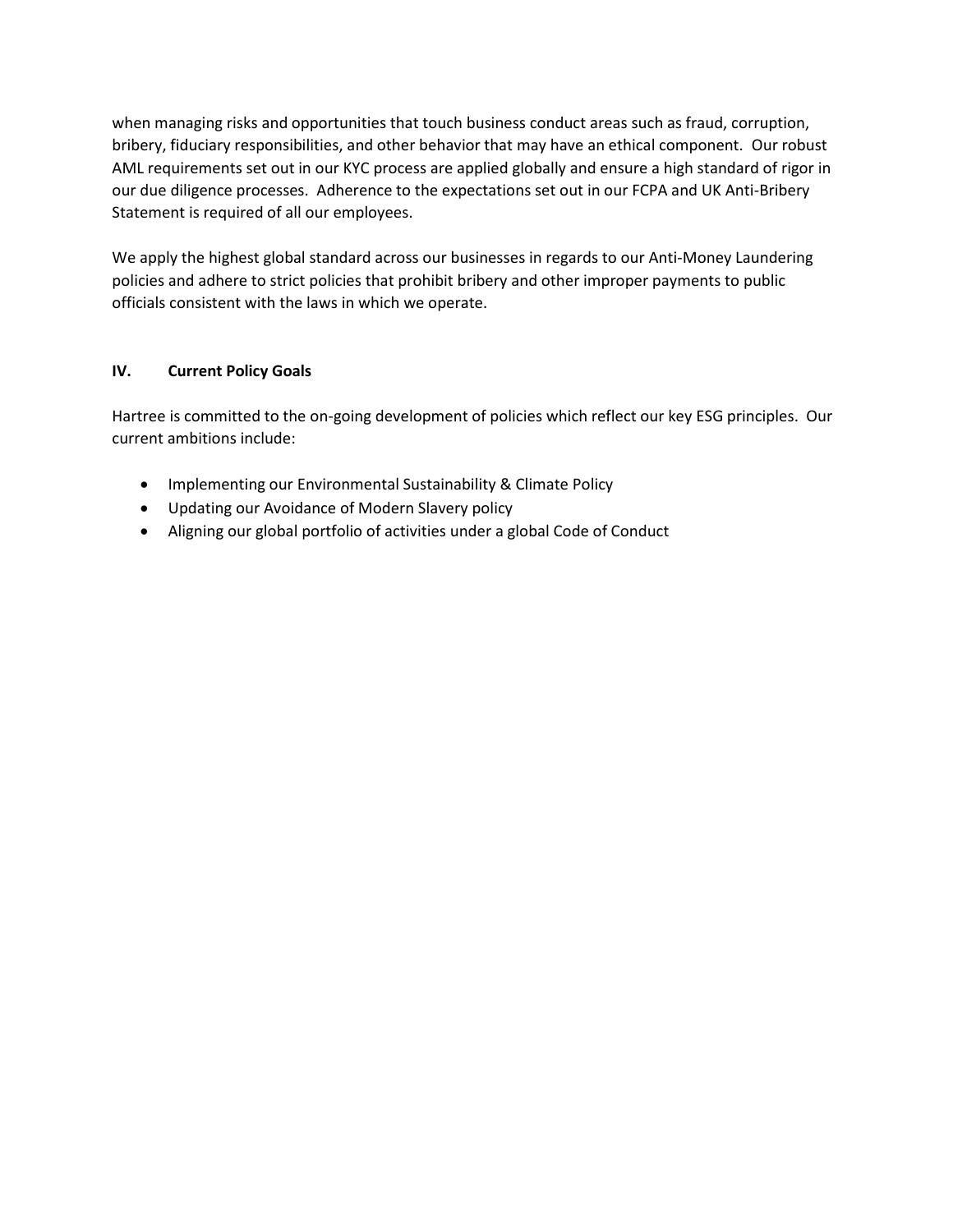when managing risks and opportunities that touch business conduct areas such as fraud, corruption, bribery, fiduciary responsibilities, and other behavior that may have an ethical component. Our robust AML requirements set out in our KYC process are applied globally and ensure a high standard of rigor in our due diligence processes. Adherence to the expectations set out in our FCPA and UK Anti-Bribery Statement is required of all our employees.

We apply the highest global standard across our businesses in regards to our Anti-Money Laundering policies and adhere to strict policies that prohibit bribery and other improper payments to public officials consistent with the laws in which we operate.

## IV. Current Policy Goals

Hartree is committed to the on-going development of policies which reflect our key ESG principles. Our current ambitions include:

- Implementing our Environmental Sustainability & Climate Policy
- Updating our Avoidance of Modern Slavery policy
- Aligning our global portfolio of activities under a global Code of Conduct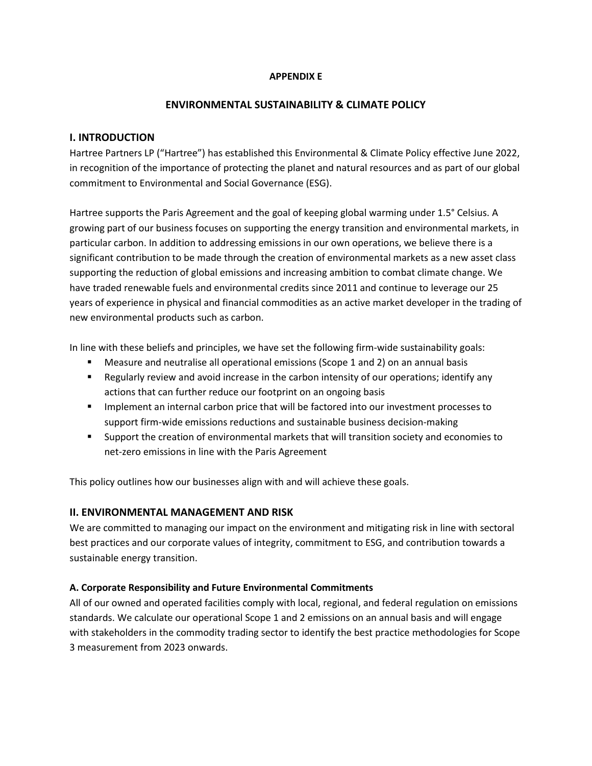**APPENDIX E**

## ENVIRONMENTAL SUSTAINABILITY & CLIMATE POLICY

## I. INTRODUCTION

Hartree Partners LP ("Hartree") has established this Environmental & Climate Policy effective June 2022, in recognition of the importance of protecting the planet and natural resources and as part of our global commitment to Environmental and Social Governance (ESG).

Hartree supports the Paris Agreement and the goal of keeping global warming under 1.5° Celsius. A growing part of our business focuses on supporting the energy transition and environmental markets, in particular carbon. In addition to addressing emissions in our own operations, we believe there is a significant contribution to be made through the creation of environmental markets as a new asset class supporting the reduction of global emissions and increasing ambition to combat climate change. We have traded renewable fuels and environmental credits since 2011 and continue to leverage our 25 years of experience in physical and financial commodities as an active market developer in the trading of new environmental products such as carbon.

In line with these beliefs and principles, we have set the following firm-wide sustainability goals:

- Measure and neutralise all operational emissions (Scope 1 and 2) on an annual basis
- Regularly review and avoid increase in the carbon intensity of our operations; identify any actions that can further reduce our footprint on an ongoing basis
- Implement an internal carbon price that will be factored into our investment processes to support firm-wide emissions reductions and sustainable business decision-making
- Support the creation of environmental markets that will transition society and economies to net-zero emissions in line with the Paris Agreement

This policy outlines how our businesses align with and will achieve these goals.

## II. ENVIRONMENTAL MANAGEMENT AND RISK

We are committed to managing our impact on the environment and mitigating risk in line with sectoral best practices and our corporate values of integrity, commitment to ESG, and contribution towards a sustainable energy transition.

### A. Corporate Responsibility and Future Environmental Commitments

All of our owned and operated facilities comply with local, regional, and federal regulation on emissions standards. We calculate our operational Scope 1 and 2 emissions on an annual basis and will engage with stakeholders in the commodity trading sector to identify the best practice methodologies for Scope 3 measurement from 2023 onwards.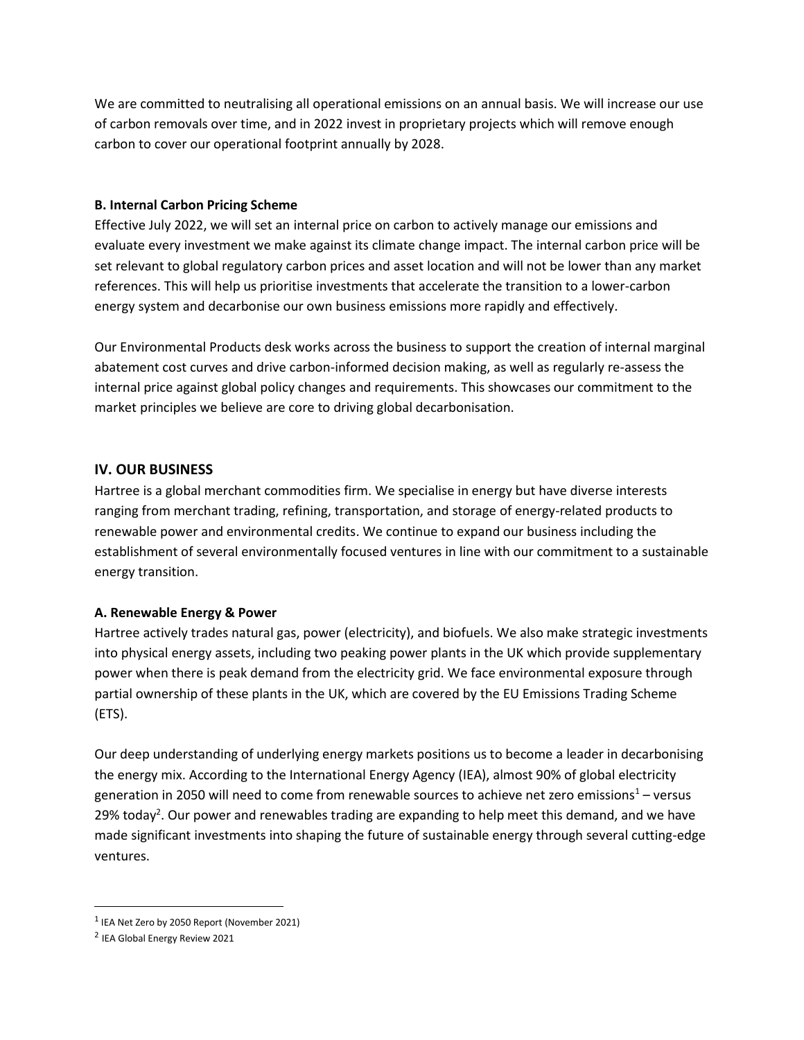We are committed to neutralising all operational emissions on an annual basis. We will increase our use of carbon removals over time, and in 2022 invest in proprietary projects which will remove enough carbon to cover our operational footprint annually by 2028.

### B. Internal Carbon Pricing Scheme

Effective July 2022, we will set an internal price on carbon to actively manage our emissions and evaluate every investment we make against its climate change impact. The internal carbon price will be set relevant to global regulatory carbon prices and asset location and will not be lower than any market references. This will help us prioritise investments that accelerate the transition to a lower-carbon energy system and decarbonise our own business emissions more rapidly and effectively.

Our Environmental Products desk works across the business to support the creation of internal marginal abatement cost curves and drive carbon-informed decision making, as well as regularly re-assess the internal price against global policy changes and requirements. This showcases our commitment to the market principles we believe are core to driving global decarbonisation.

## IV. OUR BUSINESS

Hartree is a global merchant commodities firm. We specialise in energy but have diverse interests ranging from merchant trading, refining, transportation, and storage of energy-related products to renewable power and environmental credits. We continue to expand our business including the establishment of several environmentally focused ventures in line with our commitment to a sustainable energy transition.

### A. Renewable Energy & Power

Hartree actively trades natural gas, power (electricity), and biofuels. We also make strategic investments into physical energy assets, including two peaking power plants in the UK which provide supplementary power when there is peak demand from the electricity grid. We face environmental exposure through partial ownership of these plants in the UK, which are covered by the EU Emissions Trading Scheme (ETS).

Our deep understanding of underlying energy markets positions us to become a leader in decarbonising the energy mix. According to the International Energy Agency (IEA), almost 90% of global electricity generation in 2050 will need to come from renewable sources to achieve net zero emissions[1] – versus 29% today[2]. Our power and renewables trading are expanding to help meet this demand, and we have made significant investments into shaping the future of sustainable energy through several cutting-edge ventures.

---

[1] IEA Net Zero by 2050 Report (November 2021)

[2] IEA Global Energy Review 2021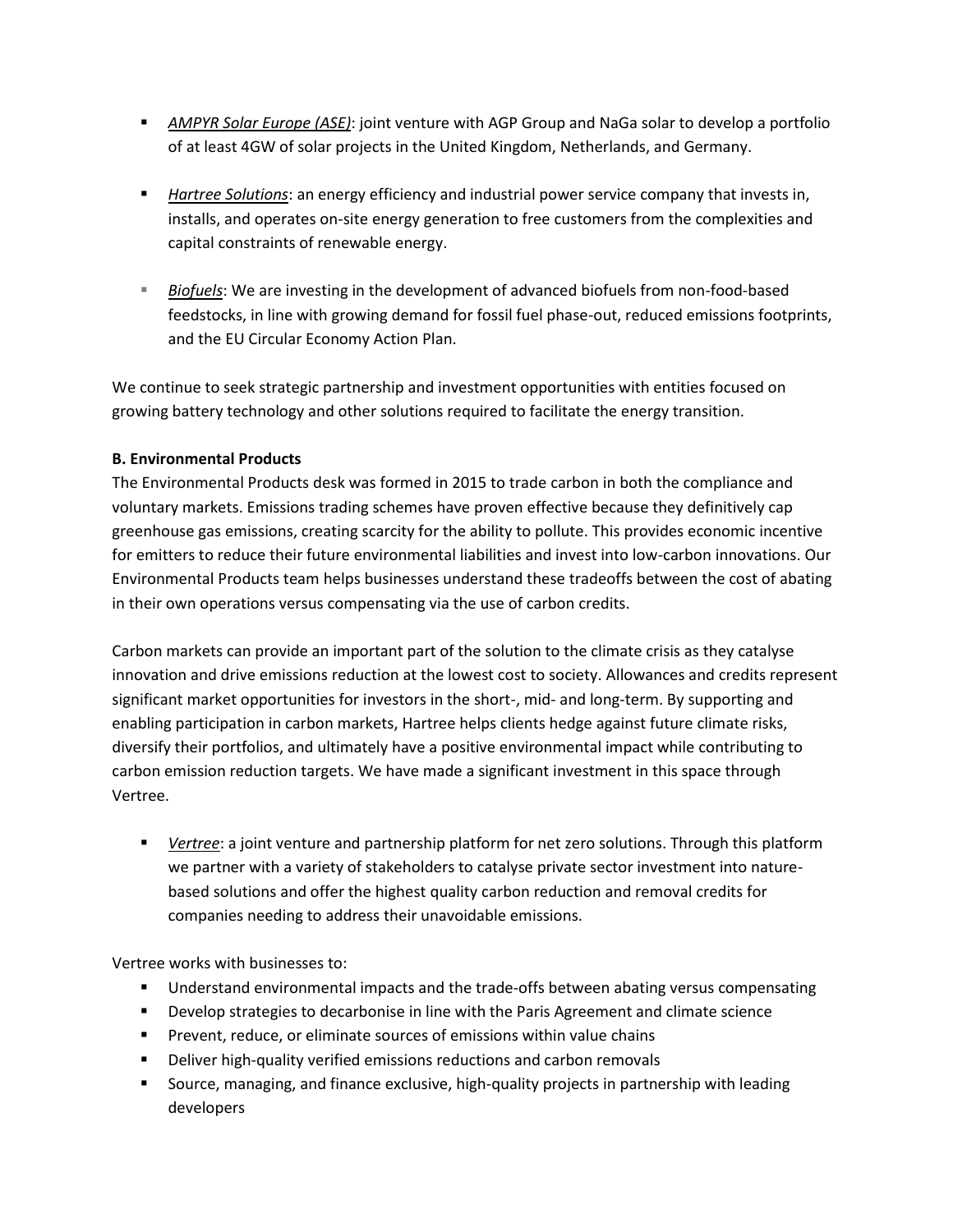- *AMPYR Solar Europe (ASE)*: joint venture with AGP Group and NaGa solar to develop a portfolio of at least 4GW of solar projects in the United Kingdom, Netherlands, and Germany.

- *Hartree Solutions*: an energy efficiency and industrial power service company that invests in, installs, and operates on-site energy generation to free customers from the complexities and capital constraints of renewable energy.

- *Biofuels*: We are investing in the development of advanced biofuels from non-food-based feedstocks, in line with growing demand for fossil fuel phase-out, reduced emissions footprints, and the EU Circular Economy Action Plan.

We continue to seek strategic partnership and investment opportunities with entities focused on growing battery technology and other solutions required to facilitate the energy transition.

**B. Environmental Products**

The Environmental Products desk was formed in 2015 to trade carbon in both the compliance and voluntary markets. Emissions trading schemes have proven effective because they definitively cap greenhouse gas emissions, creating scarcity for the ability to pollute. This provides economic incentive for emitters to reduce their future environmental liabilities and invest into low-carbon innovations. Our Environmental Products team helps businesses understand these tradeoffs between the cost of abating in their own operations versus compensating via the use of carbon credits.

Carbon markets can provide an important part of the solution to the climate crisis as they catalyse innovation and drive emissions reduction at the lowest cost to society. Allowances and credits represent significant market opportunities for investors in the short-, mid- and long-term. By supporting and enabling participation in carbon markets, Hartree helps clients hedge against future climate risks, diversify their portfolios, and ultimately have a positive environmental impact while contributing to carbon emission reduction targets. We have made a significant investment in this space through Vertree.

- *Vertree*: a joint venture and partnership platform for net zero solutions. Through this platform we partner with a variety of stakeholders to catalyse private sector investment into nature-based solutions and offer the highest quality carbon reduction and removal credits for companies needing to address their unavoidable emissions.

Vertree works with businesses to:

- Understand environmental impacts and the trade-offs between abating versus compensating
- Develop strategies to decarbonise in line with the Paris Agreement and climate science
- Prevent, reduce, or eliminate sources of emissions within value chains
- Deliver high-quality verified emissions reductions and carbon removals
- Source, managing, and finance exclusive, high-quality projects in partnership with leading developers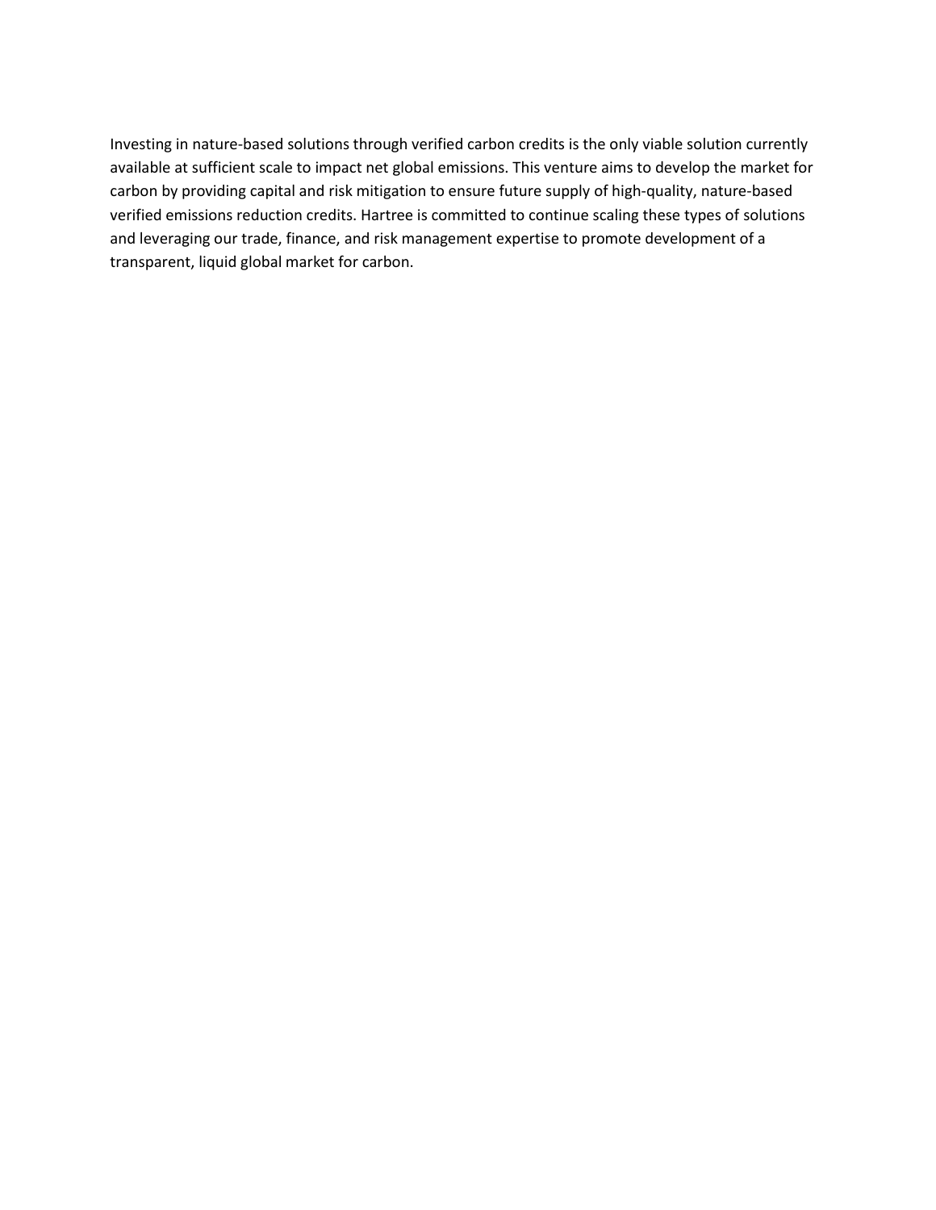Investing in nature-based solutions through verified carbon credits is the only viable solution currently available at sufficient scale to impact net global emissions. This venture aims to develop the market for carbon by providing capital and risk mitigation to ensure future supply of high-quality, nature-based verified emissions reduction credits. Hartree is committed to continue scaling these types of solutions and leveraging our trade, finance, and risk management expertise to promote development of a transparent, liquid global market for carbon.